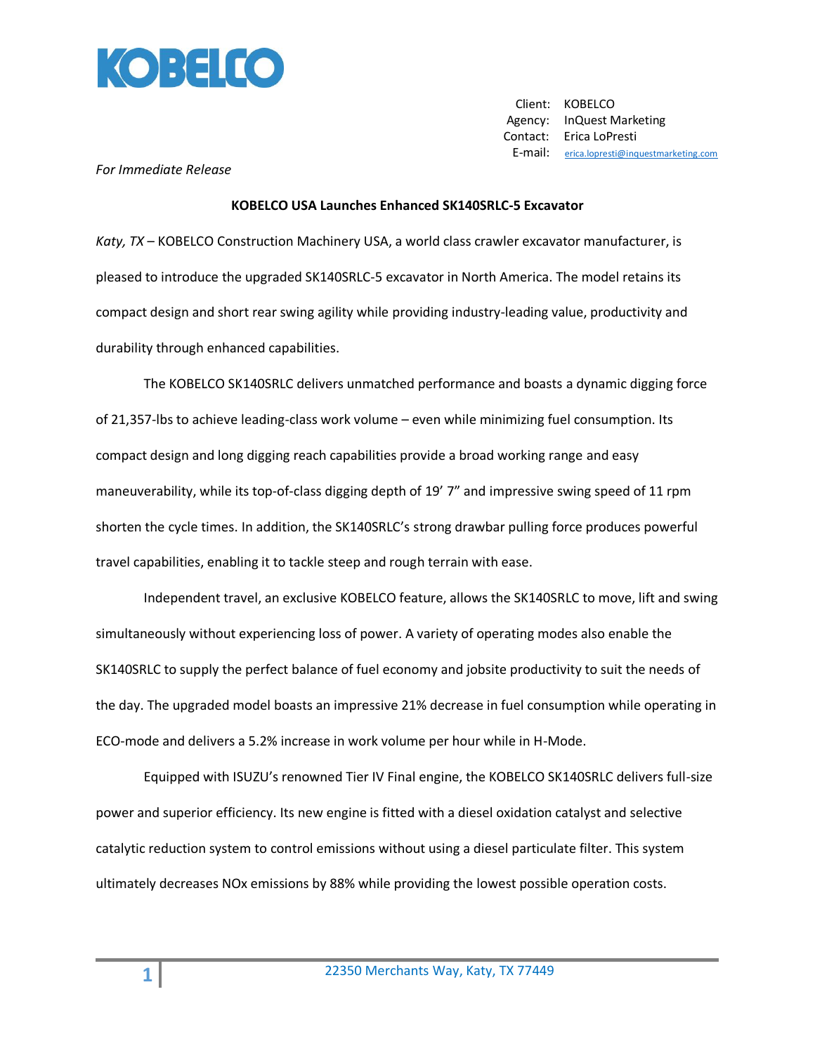KOBELCO

Client: KOBELCO
Agency: InQuest Marketing
Contact: Erica LoPresti
E-mail: erica.lopresti@inquestmarketing.com

*For Immediate Release*

**KOBELCO USA Launches Enhanced SK140SRLC-5 Excavator**

*Katy, TX* – KOBELCO Construction Machinery USA, a world class crawler excavator manufacturer, is pleased to introduce the upgraded SK140SRLC-5 excavator in North America. The model retains its compact design and short rear swing agility while providing industry-leading value, productivity and durability through enhanced capabilities.

The KOBELCO SK140SRLC delivers unmatched performance and boasts a dynamic digging force of 21,357-lbs to achieve leading-class work volume – even while minimizing fuel consumption. Its compact design and long digging reach capabilities provide a broad working range and easy maneuverability, while its top-of-class digging depth of 19' 7" and impressive swing speed of 11 rpm shorten the cycle times. In addition, the SK140SRLC's strong drawbar pulling force produces powerful travel capabilities, enabling it to tackle steep and rough terrain with ease.

Independent travel, an exclusive KOBELCO feature, allows the SK140SRLC to move, lift and swing simultaneously without experiencing loss of power. A variety of operating modes also enable the SK140SRLC to supply the perfect balance of fuel economy and jobsite productivity to suit the needs of the day. The upgraded model boasts an impressive 21% decrease in fuel consumption while operating in ECO-mode and delivers a 5.2% increase in work volume per hour while in H-Mode.

Equipped with ISUZU's renowned Tier IV Final engine, the KOBELCO SK140SRLC delivers full-size power and superior efficiency. Its new engine is fitted with a diesel oxidation catalyst and selective catalytic reduction system to control emissions without using a diesel particulate filter. This system ultimately decreases NOx emissions by 88% while providing the lowest possible operation costs.

22350 Merchants Way, Katy, TX 77449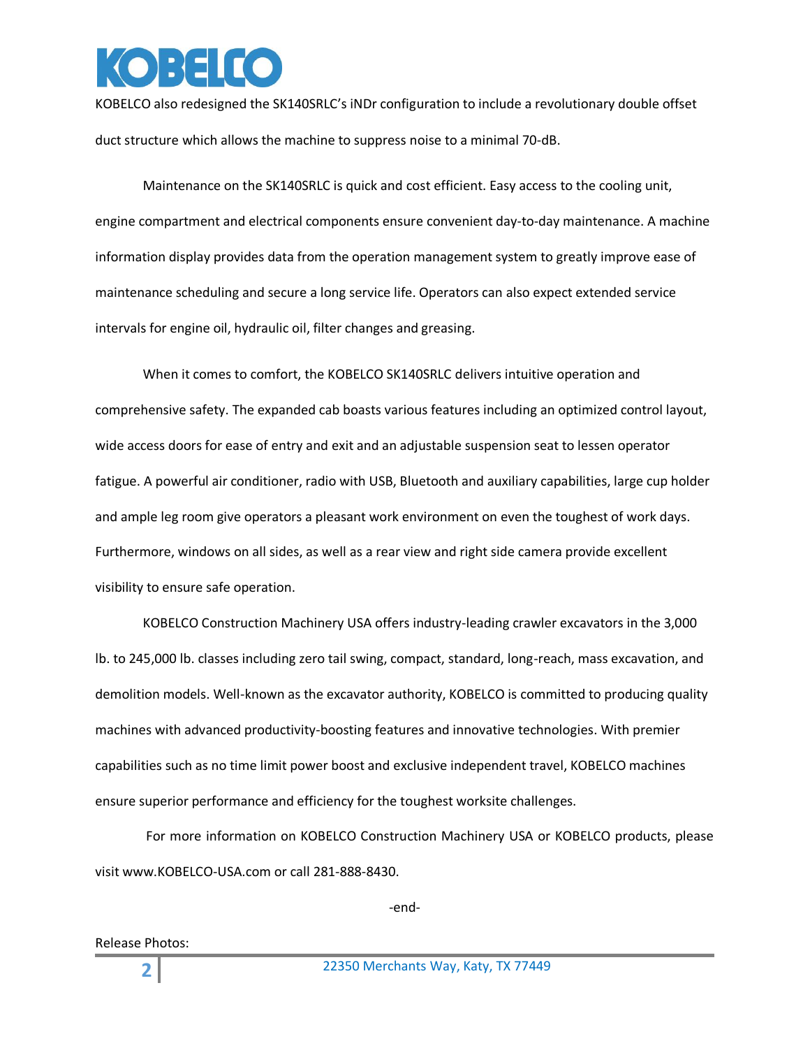KOBELCO also redesigned the SK140SRLC's iNDr configuration to include a revolutionary double offset duct structure which allows the machine to suppress noise to a minimal 70-dB.

Maintenance on the SK140SRLC is quick and cost efficient. Easy access to the cooling unit, engine compartment and electrical components ensure convenient day-to-day maintenance. A machine information display provides data from the operation management system to greatly improve ease of maintenance scheduling and secure a long service life. Operators can also expect extended service intervals for engine oil, hydraulic oil, filter changes and greasing.

When it comes to comfort, the KOBELCO SK140SRLC delivers intuitive operation and comprehensive safety. The expanded cab boasts various features including an optimized control layout, wide access doors for ease of entry and exit and an adjustable suspension seat to lessen operator fatigue. A powerful air conditioner, radio with USB, Bluetooth and auxiliary capabilities, large cup holder and ample leg room give operators a pleasant work environment on even the toughest of work days. Furthermore, windows on all sides, as well as a rear view and right side camera provide excellent visibility to ensure safe operation.

KOBELCO Construction Machinery USA offers industry-leading crawler excavators in the 3,000 lb. to 245,000 lb. classes including zero tail swing, compact, standard, long-reach, mass excavation, and demolition models. Well-known as the excavator authority, KOBELCO is committed to producing quality machines with advanced productivity-boosting features and innovative technologies. With premier capabilities such as no time limit power boost and exclusive independent travel, KOBELCO machines ensure superior performance and efficiency for the toughest worksite challenges.

For more information on KOBELCO Construction Machinery USA or KOBELCO products, please visit www.KOBELCO-USA.com or call 281-888-8430.

-end-

Release Photos: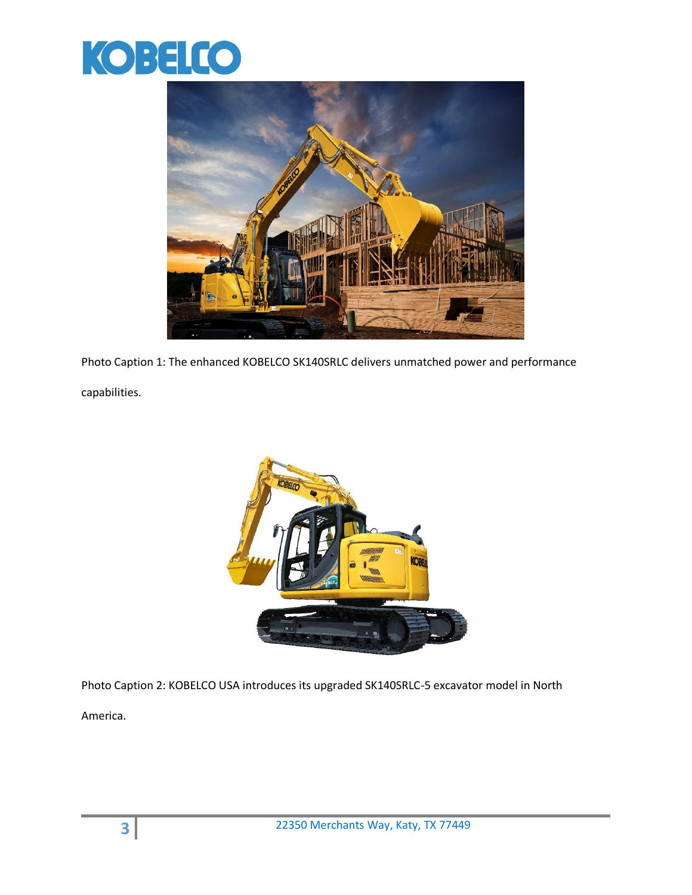Photo Caption 1: The enhanced KOBELCO SK140SRLC delivers unmatched power and performance capabilities.

Photo Caption 2: KOBELCO USA introduces its upgraded SK140SRLC-5 excavator model in North America.